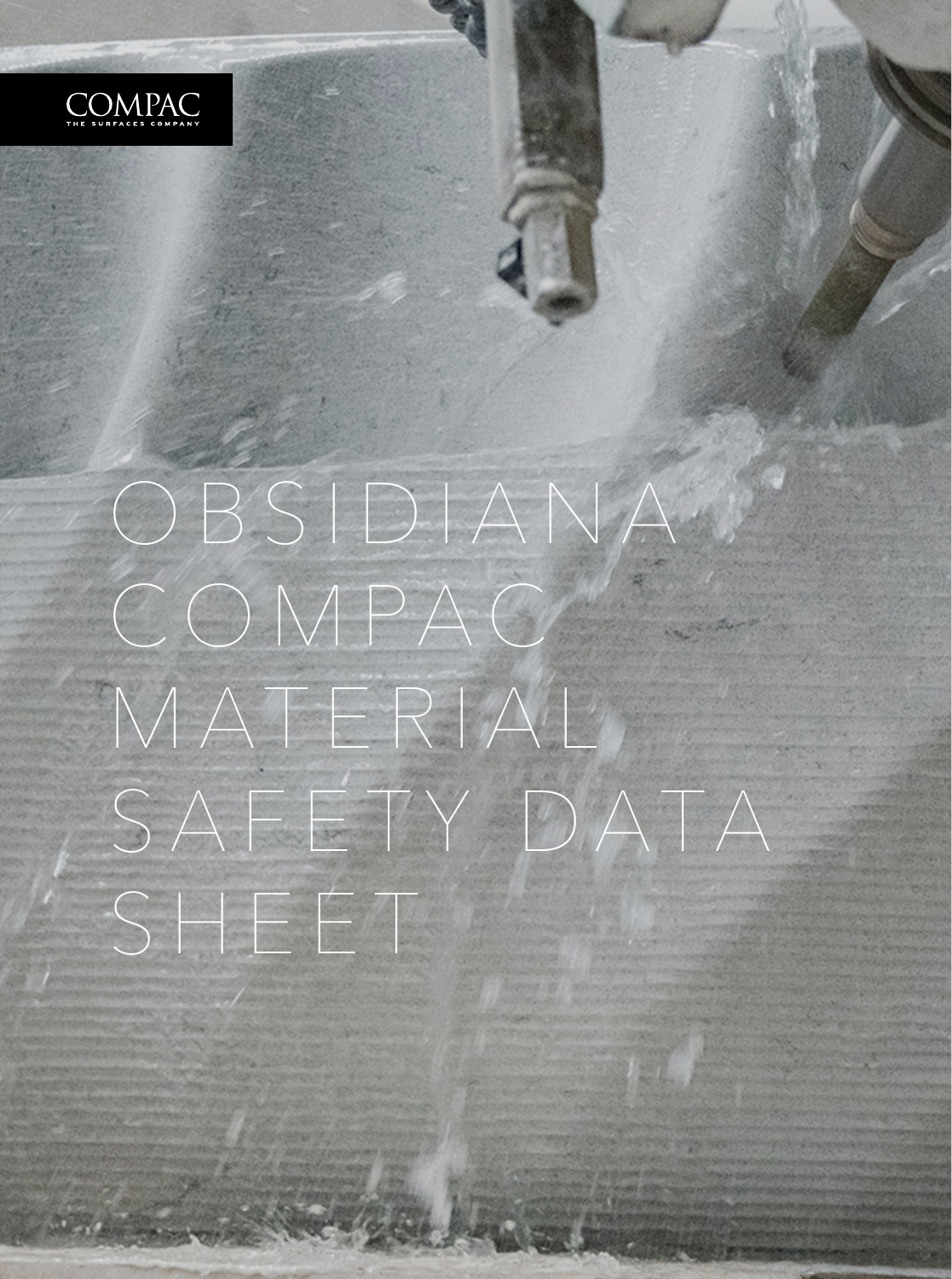COMPAC
THE SURFACES COMPANY

# OBSIDIANA COMPAC MATERIAL SAFETY DATA SHEET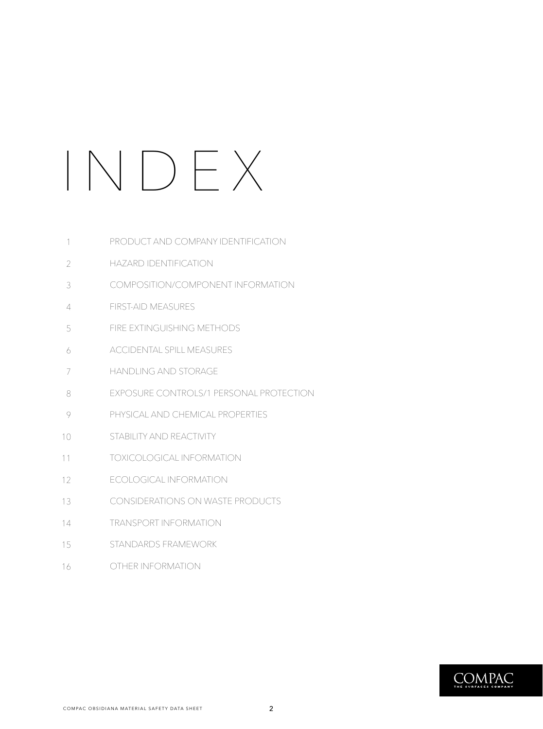# INDEX

1. PRODUCT AND COMPANY IDENTIFICATION
2. HAZARD IDENTIFICATION
3. COMPOSITION/COMPONENT INFORMATION
4. FIRST-AID MEASURES
5. FIRE EXTINGUISHING METHODS
6. ACCIDENTAL SPILL MEASURES
7. HANDLING AND STORAGE
8. EXPOSURE CONTROLS/1 PERSONAL PROTECTION
9. PHYSICAL AND CHEMICAL PROPERTIES
10. STABILITY AND REACTIVITY
11. TOXICOLOGICAL INFORMATION
12. ECOLOGICAL INFORMATION
13. CONSIDERATIONS ON WASTE PRODUCTS
14. TRANSPORT INFORMATION
15. STANDARDS FRAMEWORK
16. OTHER INFORMATION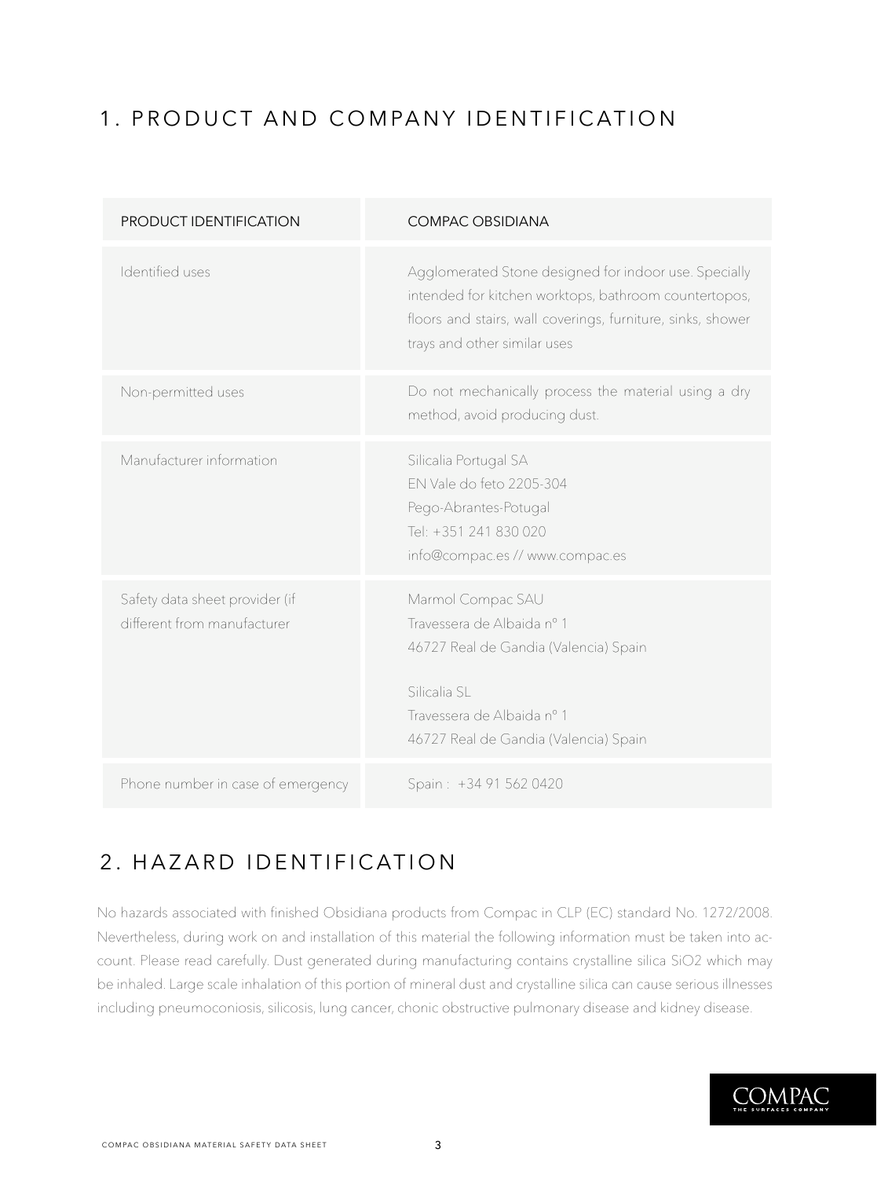# 1. PRODUCT AND COMPANY IDENTIFICATION

| PRODUCT IDENTIFICATION | COMPAC OBSIDIANA |
|---|---|
| Identified uses | Agglomerated Stone designed for indoor use. Specially intended for kitchen worktops, bathroom countertopos, floors and stairs, wall coverings, furniture, sinks, shower trays and other similar uses |
| Non-permitted uses | Do not mechanically process the material using a dry method, avoid producing dust. |
| Manufacturer information | Silicalia Portugal SA<br>EN Vale do feto 2205-304<br>Pego-Abrantes-Potugal<br>Tel: +351 241 830 020<br>info@compac.es // www.compac.es |
| Safety data sheet provider (if different from manufacturer | Marmol Compac SAU<br>Travessera de Albaida nº 1<br>46727 Real de Gandia (Valencia) Spain<br><br>Silicalia SL<br>Travessera de Albaida nº 1<br>46727 Real de Gandia (Valencia) Spain |
| Phone number in case of emergency | Spain : +34 91 562 0420 |

# 2. HAZARD IDENTIFICATION

No hazards associated with finished Obsidiana products from Compac in CLP (EC) standard No. 1272/2008. Nevertheless, during work on and installation of this material the following information must be taken into account. Please read carefully. Dust generated during manufacturing contains crystalline silica $SiO_2$ which may be inhaled. Large scale inhalation of this portion of mineral dust and crystalline silica can cause serious illnesses including pneumoconiosis, silicosis, lung cancer, chonic obstructive pulmonary disease and kidney disease.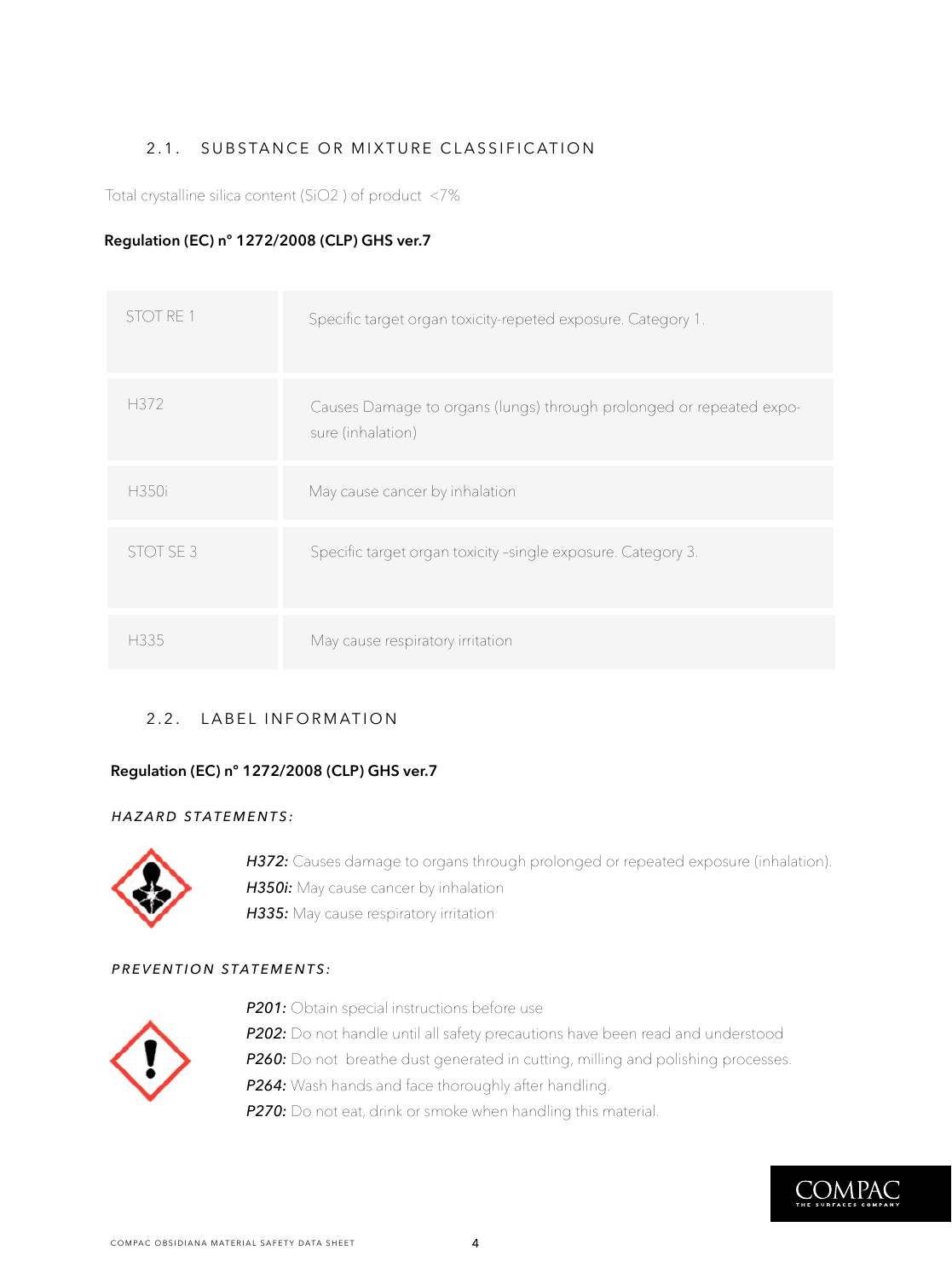## 2.1. SUBSTANCE OR MIXTURE CLASSIFICATION

Total crystalline silica content ($SiO_2$ ) of product <7%

**Regulation (EC) n° 1272/2008 (CLP) GHS ver.7**

| | |
|---|---|
| STOT RE 1 | Specific target organ toxicity-repeted exposure. Category 1. |
| H372 | Causes Damage to organs (lungs) through prolonged or repeated exposure (inhalation) |
| H350i | May cause cancer by inhalation |
| STOT SE 3 | Specific target organ toxicity –single exposure. Category 3. |
| H335 | May cause respiratory irritation |

## 2.2. LABEL INFORMATION

**Regulation (EC) n° 1272/2008 (CLP) GHS ver.7**

*HAZARD STATEMENTS:*

***H372:*** Causes damage to organs through prolonged or repeated exposure (inhalation).
***H350i:*** May cause cancer by inhalation
***H335:*** May cause respiratory irritation

*PREVENTION STATEMENTS:*

***P201:*** Obtain special instructions before use
***P202:*** Do not handle until all safety precautions have been read and understood
***P260:*** Do not breathe dust generated in cutting, milling and polishing processes.
***P264:*** Wash hands and face thoroughly after handling.
***P270:*** Do not eat, drink or smoke when handling this material.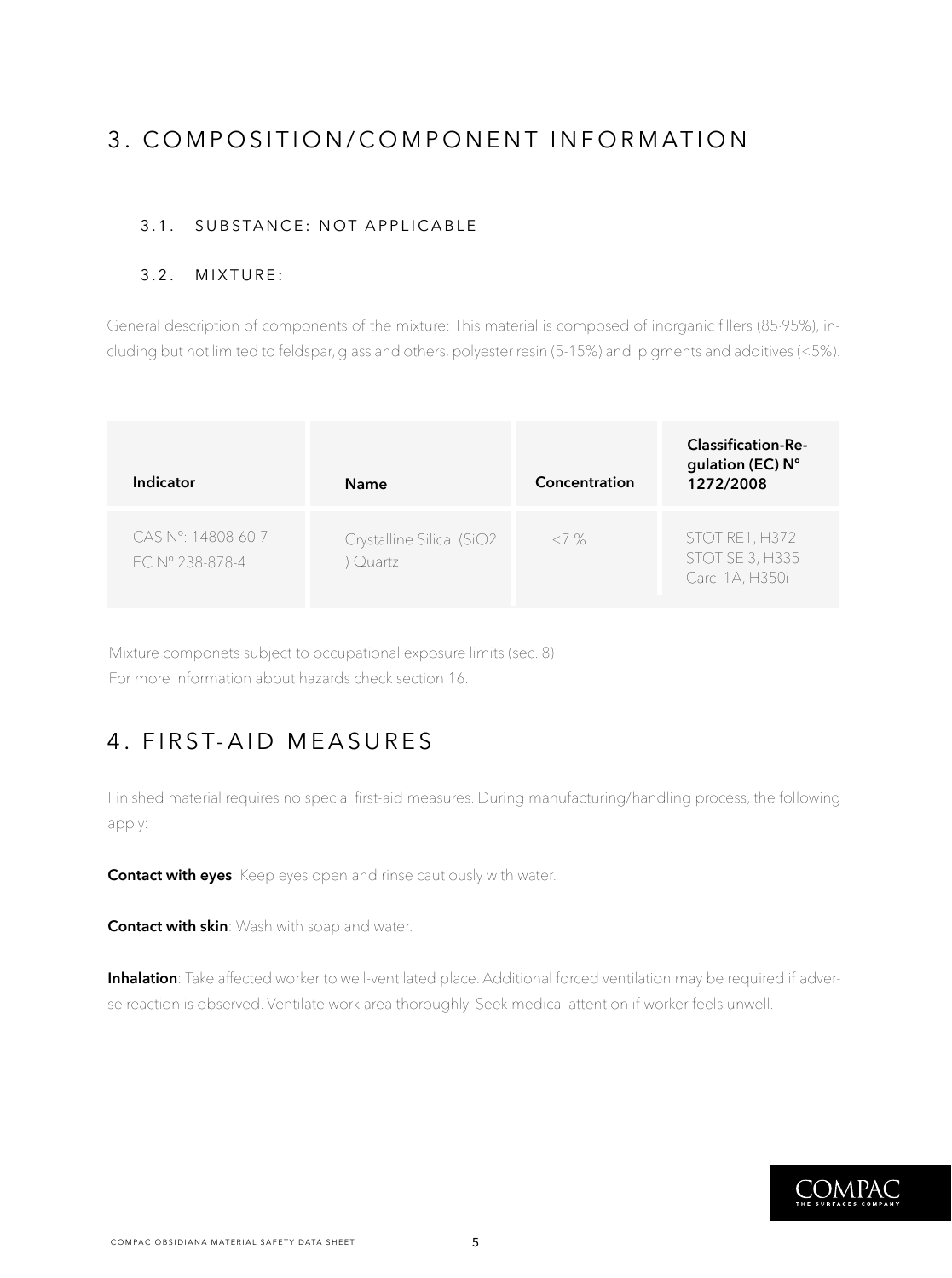# 3. COMPOSITION/COMPONENT INFORMATION

### 3.1. SUBSTANCE: NOT APPLICABLE

### 3.2. MIXTURE:

General description of components of the mixture: This material is composed of inorganic fillers (85-95%), including but not limited to feldspar, glass and others, polyester resin (5-15%) and pigments and additives (<5%).

| Indicator | Name | Concentration | Classification-Regulation (EC) N° 1272/2008 |
|---|---|---|---|
| CAS Nº: 14808-60-7<br>EC Nº 238-878-4 | Crystalline Silica ($SiO_2$) Quartz | <7 % | STOT RE1, H372<br>STOT SE 3, H335<br>Carc. 1A, H350i |

Mixture componets subject to occupational exposure limits (sec. 8)
For more Information about hazards check section 16.

# 4. FIRST-AID MEASURES

Finished material requires no special first-aid measures. During manufacturing/handling process, the following apply:

**Contact with eyes**: Keep eyes open and rinse cautiously with water.

**Contact with skin**: Wash with soap and water.

**Inhalation**: Take affected worker to well-ventilated place. Additional forced ventilation may be required if adverse reaction is observed. Ventilate work area thoroughly. Seek medical attention if worker feels unwell.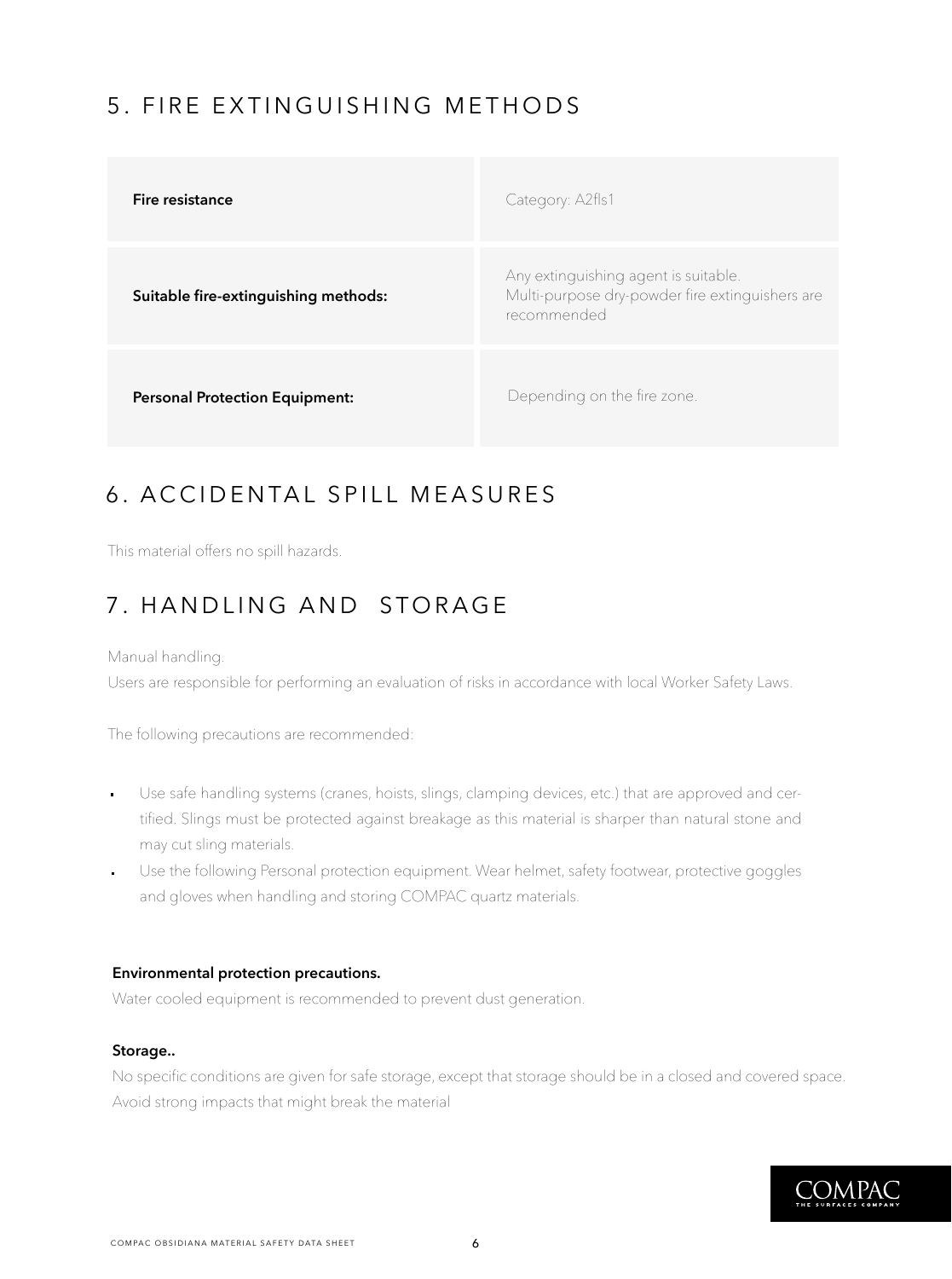## 5. FIRE EXTINGUISHING METHODS

| | |
|---|---|
| **Fire resistance** | Category: A2fls1 |
| **Suitable fire-extinguishing methods:** | Any extinguishing agent is suitable. Multi-purpose dry-powder fire extinguishers are recommended |
| **Personal Protection Equipment:** | Depending on the fire zone. |

## 6. ACCIDENTAL SPILL MEASURES

This material offers no spill hazards.

## 7. HANDLING AND STORAGE

Manual handling.
Users are responsible for performing an evaluation of risks in accordance with local Worker Safety Laws.

The following precautions are recommended:

- Use safe handling systems (cranes, hoists, slings, clamping devices, etc.) that are approved and certified. Slings must be protected against breakage as this material is sharper than natural stone and may cut sling materials.
- Use the following Personal protection equipment. Wear helmet, safety footwear, protective goggles and gloves when handling and storing COMPAC quartz materials.

**Environmental protection precautions.**
Water cooled equipment is recommended to prevent dust generation.

**Storage..**
No specific conditions are given for safe storage, except that storage should be in a closed and covered space.
Avoid strong impacts that might break the material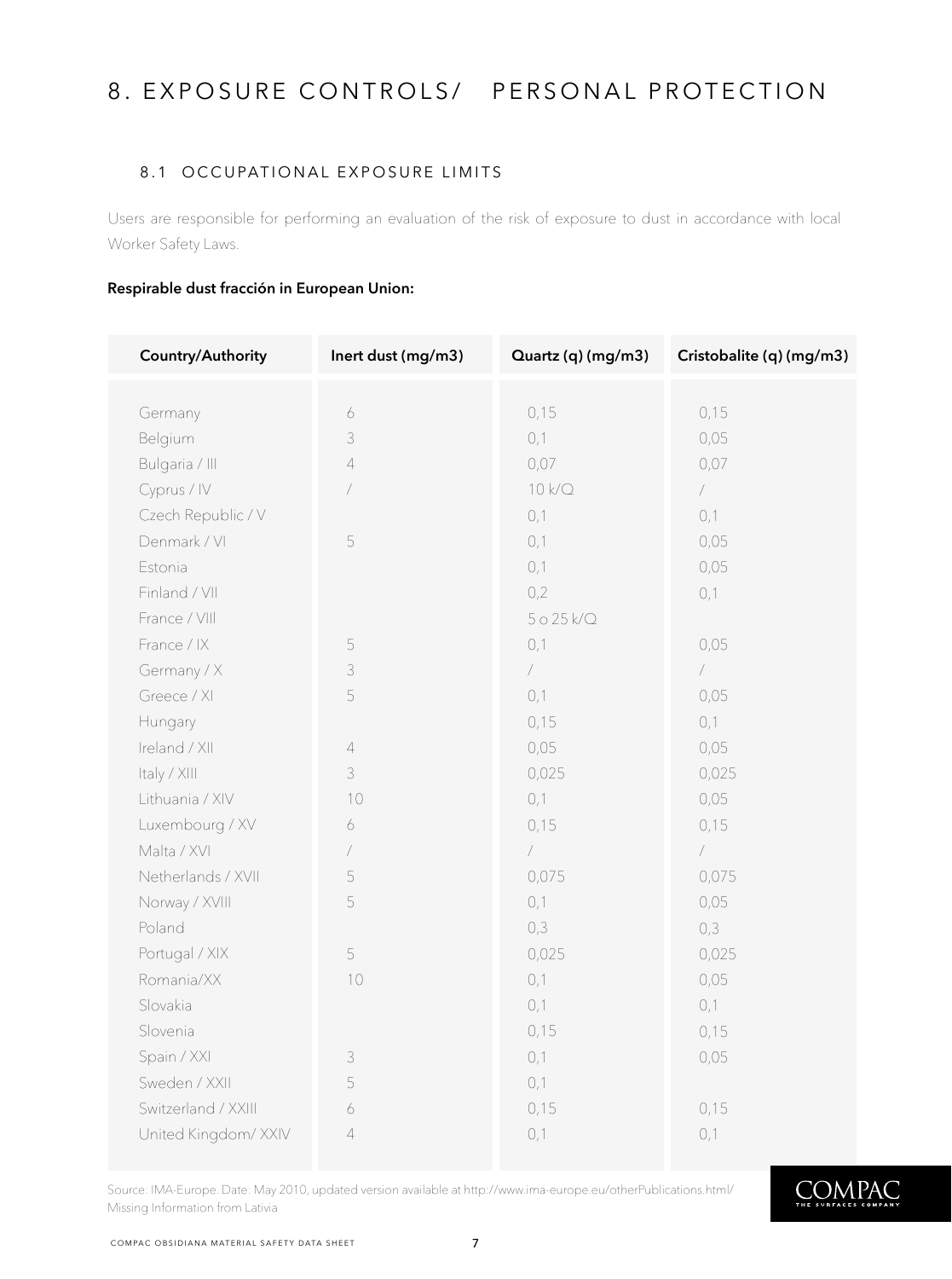# 8. EXPOSURE CONTROLS/ PERSONAL PROTECTION

## 8.1 OCCUPATIONAL EXPOSURE LIMITS

Users are responsible for performing an evaluation of the risk of exposure to dust in accordance with local Worker Safety Laws.

**Respirable dust fracción in European Union:**

| Country/Authority | Inert dust (mg/m3) | Quartz (q) (mg/m3) | Cristobalite (q) (mg/m3) |
|---|---|---|---|
| Germany | 6 | 0,15 | 0,15 |
| Belgium | 3 | 0,1 | 0,05 |
| Bulgaria / III | 4 | 0,07 | 0,07 |
| Cyprus / IV | / | 10 k/Q | / |
| Czech Republic / V | | 0,1 | 0,1 |
| Denmark / VI | 5 | 0,1 | 0,05 |
| Estonia | | 0,1 | 0,05 |
| Finland / VII | | 0,2 | 0,1 |
| France / VIII | | 5 o 25 k/Q | |
| France / IX | 5 | 0,1 | 0,05 |
| Germany / X | 3 | / | / |
| Greece / XI | 5 | 0,1 | 0,05 |
| Hungary | | 0,15 | 0,1 |
| Ireland / XII | 4 | 0,05 | 0,05 |
| Italy / XIII | 3 | 0,025 | 0,025 |
| Lithuania / XIV | 10 | 0,1 | 0,05 |
| Luxembourg / XV | 6 | 0,15 | 0,15 |
| Malta / XVI | / | / | / |
| Netherlands / XVII | 5 | 0,075 | 0,075 |
| Norway / XVIII | 5 | 0,1 | 0,05 |
| Poland | | 0,3 | 0,3 |
| Portugal / XIX | 5 | 0,025 | 0,025 |
| Romania/XX | 10 | 0,1 | 0,05 |
| Slovakia | | 0,1 | 0,1 |
| Slovenia | | 0,15 | 0,15 |
| Spain / XXI | 3 | 0,1 | 0,05 |
| Sweden / XXII | 5 | 0,1 | |
| Switzerland / XXIII | 6 | 0,15 | 0,15 |
| United Kingdom/ XXIV | 4 | 0,1 | 0,1 |

Source: IMA-Europe. Date: May 2010, updated version available at http://www.ima-europe.eu/otherPublications.html/
Missing Information from Lativia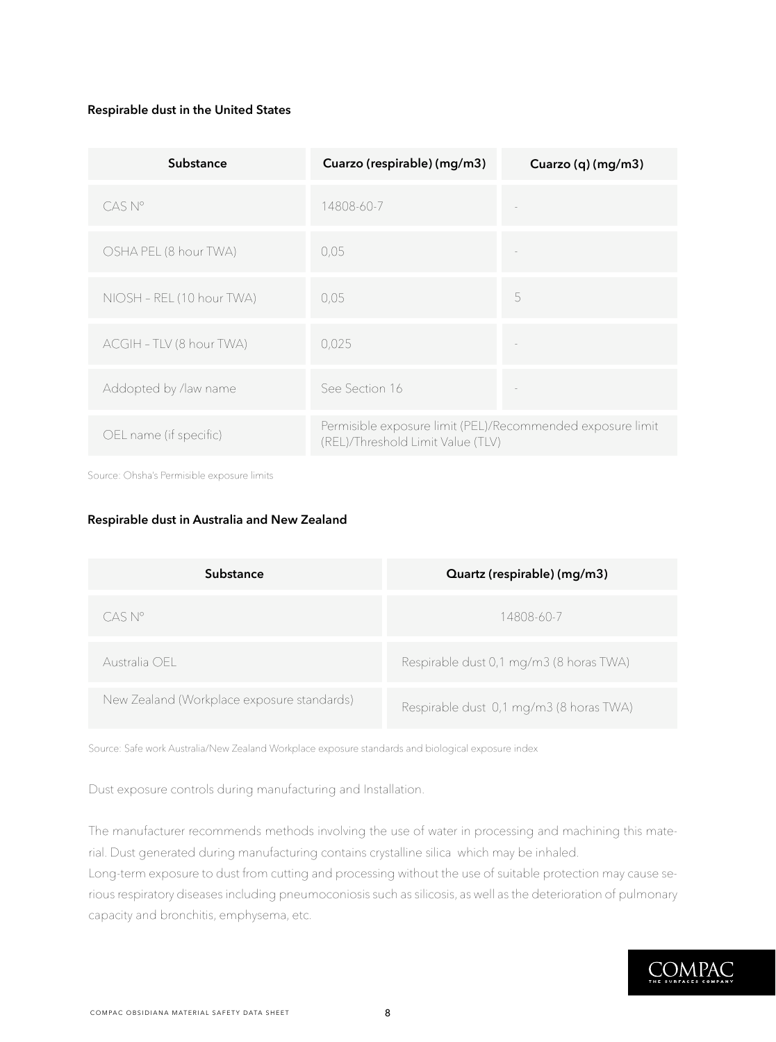#### Respirable dust in the United States

| Substance | Cuarzo (respirable) (mg/m3) | Cuarzo (q) (mg/m3) |
|---|---|---|
| CAS Nº | 14808-60-7 | - |
| OSHA PEL (8 hour TWA) | 0,05 | - |
| NIOSH – REL (10 hour TWA) | 0,05 | 5 |
| ACGIH – TLV (8 hour TWA) | 0,025 | - |
| Addopted by /law name | See Section 16 | - |
| OEL name (if specific) | Permisible exposure limit (PEL)/Recommended exposure limit (REL)/Threshold Limit Value (TLV) | |

Source: Ohsha's Permisible exposure limits

#### Respirable dust in Australia and New Zealand

| Substance | Quartz (respirable) (mg/m3) |
|---|---|
| CAS Nº | 14808-60-7 |
| Australia OEL | Respirable dust 0,1 mg/m3 (8 horas TWA) |
| New Zealand (Workplace exposure standards) | Respirable dust 0,1 mg/m3 (8 horas TWA) |

Source: Safe work Australia/New Zealand Workplace exposure standards and biological exposure index

Dust exposure controls during manufacturing and Installation.

The manufacturer recommends methods involving the use of water in processing and machining this material. Dust generated during manufacturing contains crystalline silica which may be inhaled.
Long-term exposure to dust from cutting and processing without the use of suitable protection may cause serious respiratory diseases including pneumoconiosis such as silicosis, as well as the deterioration of pulmonary capacity and bronchitis, emphysema, etc.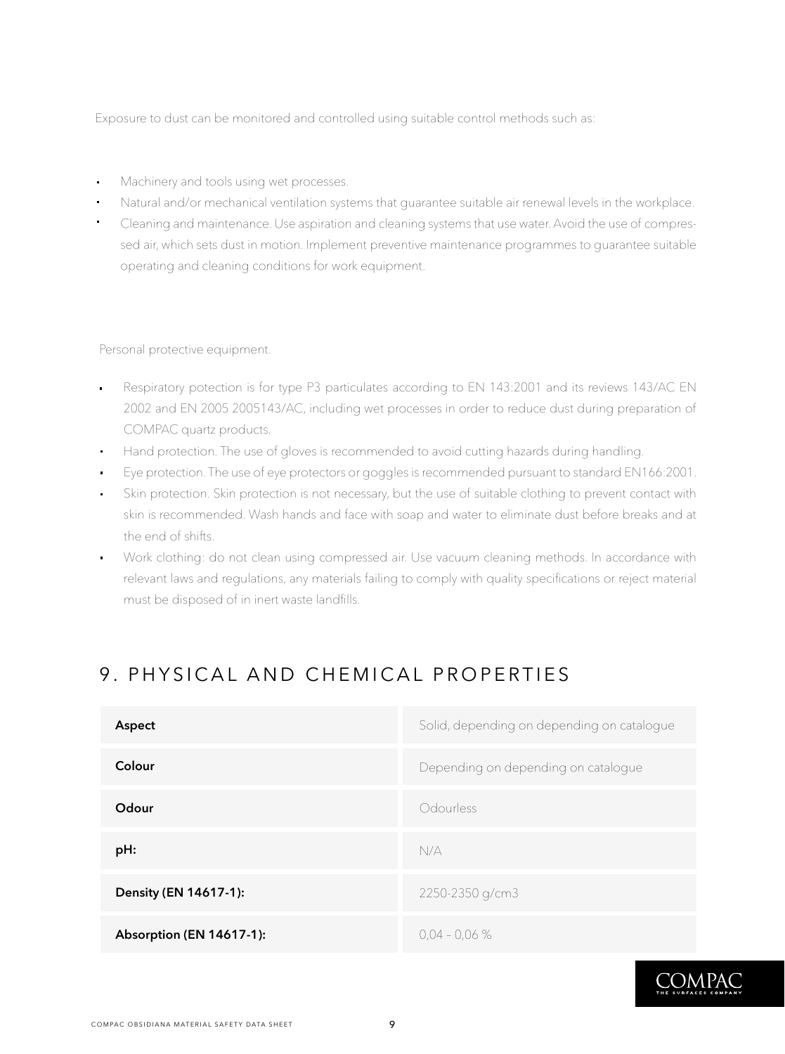Exposure to dust can be monitored and controlled using suitable control methods such as:

- Machinery and tools using wet processes.
- Natural and/or mechanical ventilation systems that guarantee suitable air renewal levels in the workplace.
- Cleaning and maintenance. Use aspiration and cleaning systems that use water. Avoid the use of compressed air, which sets dust in motion. Implement preventive maintenance programmes to guarantee suitable operating and cleaning conditions for work equipment.

Personal protective equipment.

- Respiratory potection is for type P3 particulates according to EN 143:2001 and its reviews 143/AC EN 2002 and EN 2005 2005143/AC, including wet processes in order to reduce dust during preparation of COMPAC quartz products.
- Hand protection. The use of gloves is recommended to avoid cutting hazards during handling.
- Eye protection. The use of eye protectors or goggles is recommended pursuant to standard EN166:2001.
- Skin protection. Skin protection is not necessary, but the use of suitable clothing to prevent contact with skin is recommended. Wash hands and face with soap and water to eliminate dust before breaks and at the end of shifts.
- Work clothing: do not clean using compressed air. Use vacuum cleaning methods. In accordance with relevant laws and regulations, any materials failing to comply with quality specifications or reject material must be disposed of in inert waste landfills.

## 9. PHYSICAL AND CHEMICAL PROPERTIES

| | |
|---|---|
| **Aspect** | Solid, depending on depending on catalogue |
| **Colour** | Depending on depending on catalogue |
| **Odour** | Odourless |
| **pH:** | N/A |
| **Density (EN 14617-1):** | 2250-2350 g/cm3 |
| **Absorption (EN 14617-1):** | 0,04 – 0,06 % |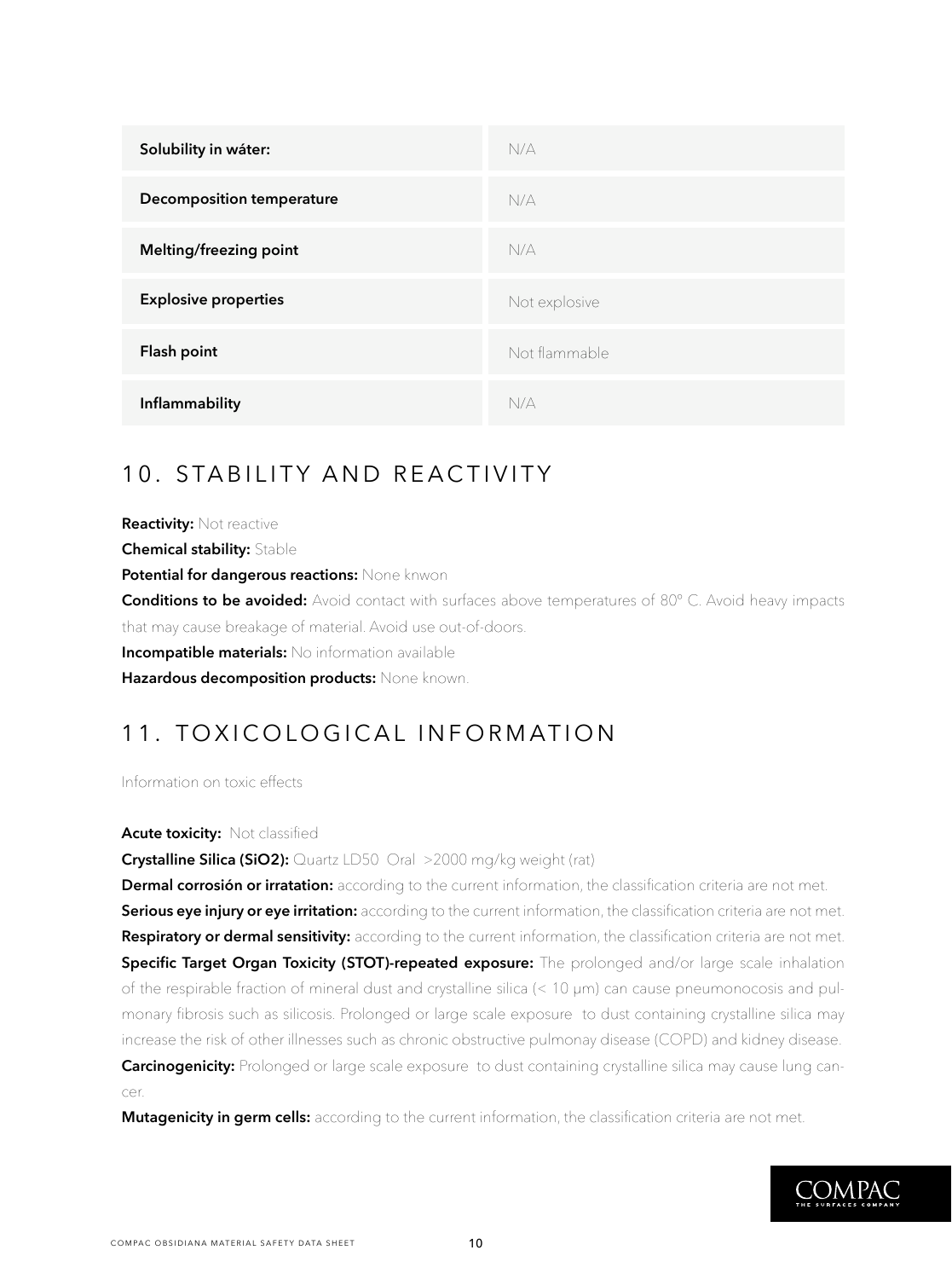| Solubility in wáter: | N/A |
| --- | --- |
| Decomposition temperature | N/A |
| Melting/freezing point | N/A |
| Explosive properties | Not explosive |
| Flash point | Not flammable |
| Inflammability | N/A |

## 10. STABILITY AND REACTIVITY

**Reactivity:** Not reactive
**Chemical stability:** Stable
**Potential for dangerous reactions:** None knwon
**Conditions to be avoided:** Avoid contact with surfaces above temperatures of 80º C. Avoid heavy impacts that may cause breakage of material. Avoid use out-of-doors.
**Incompatible materials:** No information available
**Hazardous decomposition products:** None known.

## 11. TOXICOLOGICAL INFORMATION

Information on toxic effects

**Acute toxicity:** Not classified
**Crystalline Silica ($SiO_2$):** Quartz LD50 Oral >2000 mg/kg weight (rat)
**Dermal corrosión or irratation:** according to the current information, the classification criteria are not met.
**Serious eye injury or eye irritation:** according to the current information, the classification criteria are not met.
**Respiratory or dermal sensitivity:** according to the current information, the classification criteria are not met.
**Specific Target Organ Toxicity (STOT)-repeated exposure:** The prolonged and/or large scale inhalation of the respirable fraction of mineral dust and crystalline silica (< 10 µm) can cause pneumonocosis and pulmonary fibrosis such as silicosis. Prolonged or large scale exposure to dust containing crystalline silica may increase the risk of other illnesses such as chronic obstructive pulmonay disease (COPD) and kidney disease.
**Carcinogenicity:** Prolonged or large scale exposure to dust containing crystalline silica may cause lung cancer.

**Mutagenicity in germ cells:** according to the current information, the classification criteria are not met.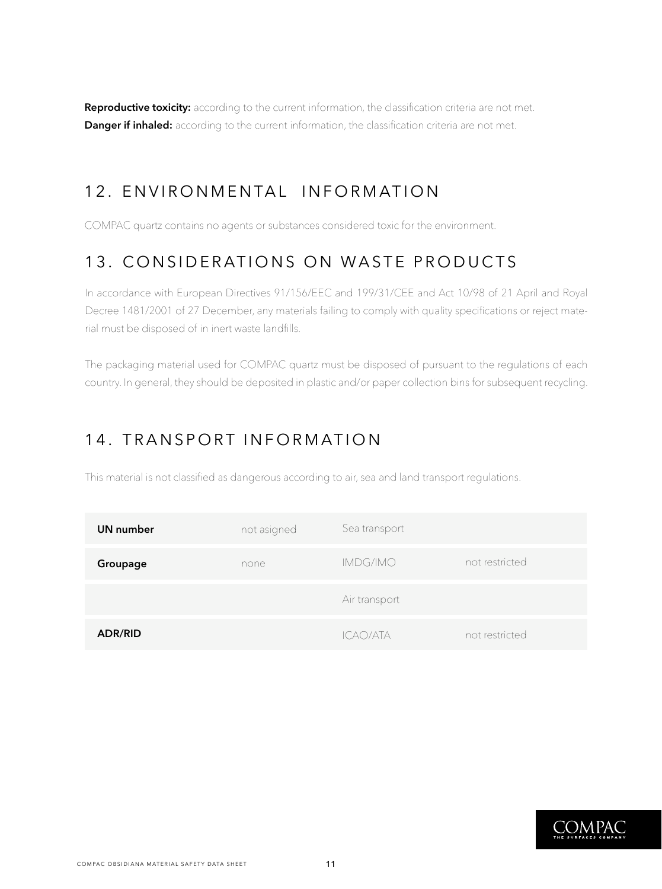**Reproductive toxicity:** according to the current information, the classification criteria are not met.
**Danger if inhaled:** according to the current information, the classification criteria are not met.

## 12. ENVIRONMENTAL INFORMATION

COMPAC quartz contains no agents or substances considered toxic for the environment.

## 13. CONSIDERATIONS ON WASTE PRODUCTS

In accordance with European Directives 91/156/EEC and 199/31/CEE and Act 10/98 of 21 April and Royal Decree 1481/2001 of 27 December, any materials failing to comply with quality specifications or reject material must be disposed of in inert waste landfills.

The packaging material used for COMPAC quartz must be disposed of pursuant to the regulations of each country. In general, they should be deposited in plastic and/or paper collection bins for subsequent recycling.

## 14. TRANSPORT INFORMATION

This material is not classified as dangerous according to air, sea and land transport regulations.

| | | | |
|---|---|---|---|
| **UN number** | not asigned | Sea transport | |
| **Groupage** | none | IMDG/IMO | not restricted |
| | | Air transport | |
| **ADR/RID** | | ICAO/ATA | not restricted |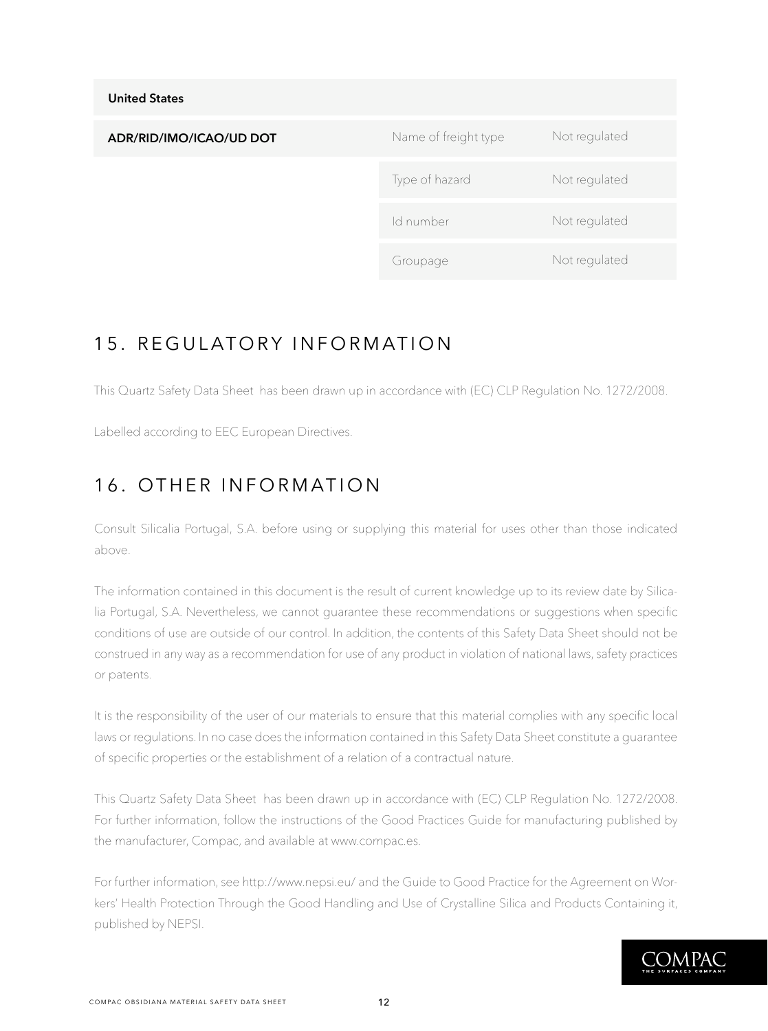| United States | | |
| --- | --- | --- |
| ADR/RID/IMO/ICAO/UD DOT | Name of freight type | Not regulated |
| | Type of hazard | Not regulated |
| | Id number | Not regulated |
| | Groupage | Not regulated |

## 15. REGULATORY INFORMATION

This Quartz Safety Data Sheet has been drawn up in accordance with (EC) CLP Regulation No. 1272/2008.

Labelled according to EEC European Directives.

## 16. OTHER INFORMATION

Consult Silicalia Portugal, S.A. before using or supplying this material for uses other than those indicated above.

The information contained in this document is the result of current knowledge up to its review date by Silicalia Portugal, S.A. Nevertheless, we cannot guarantee these recommendations or suggestions when specific conditions of use are outside of our control. In addition, the contents of this Safety Data Sheet should not be construed in any way as a recommendation for use of any product in violation of national laws, safety practices or patents.

It is the responsibility of the user of our materials to ensure that this material complies with any specific local laws or regulations. In no case does the information contained in this Safety Data Sheet constitute a guarantee of specific properties or the establishment of a relation of a contractual nature.

This Quartz Safety Data Sheet has been drawn up in accordance with (EC) CLP Regulation No. 1272/2008. For further information, follow the instructions of the Good Practices Guide for manufacturing published by the manufacturer, Compac, and available at www.compac.es.

For further information, see http://www.nepsi.eu/ and the Guide to Good Practice for the Agreement on Workers' Health Protection Through the Good Handling and Use of Crystalline Silica and Products Containing it, published by NEPSI.